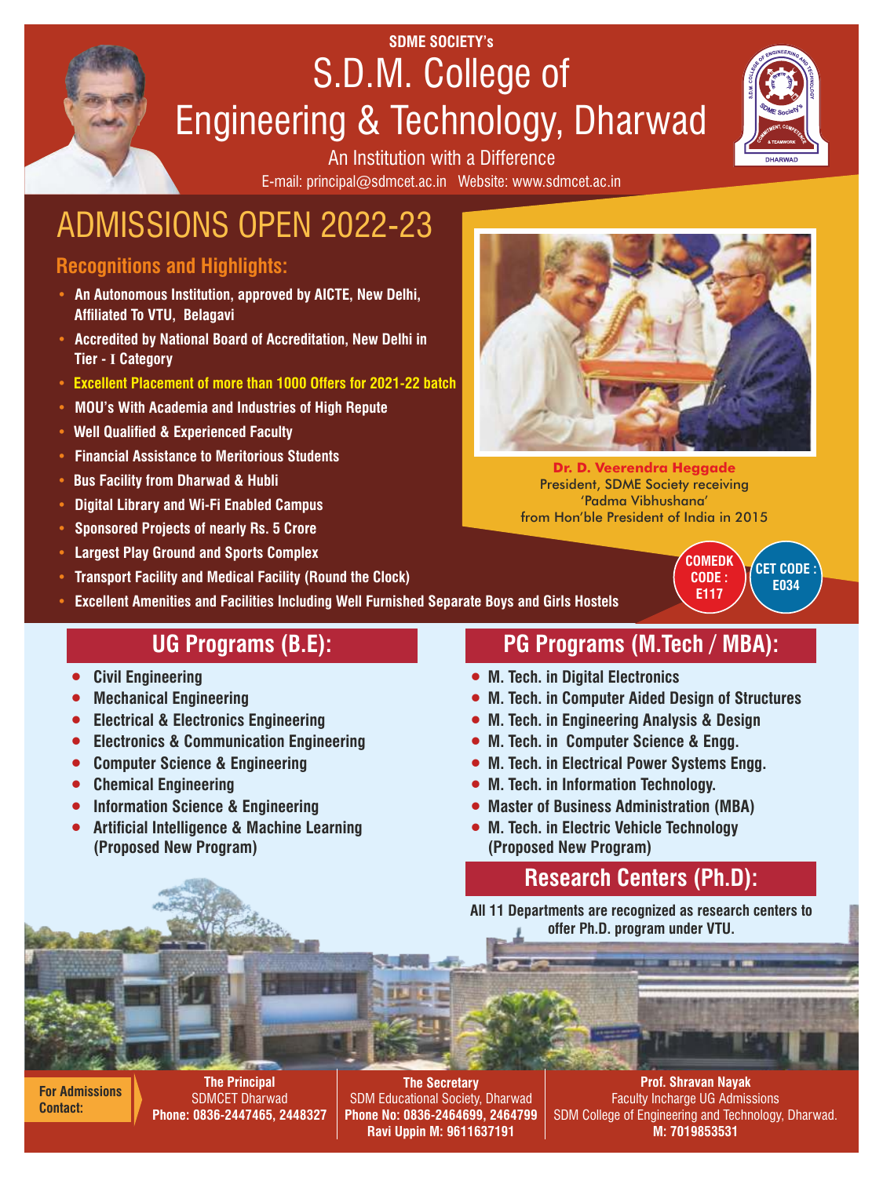SDME SOCIETY's

# S.D.M. College of Engineering & Technology, Dharwad

An Institution with a Difference

E-mail: principal@sdmcet.ac.in Website: www.sdmcet.ac.in

## ADMISSIONS OPEN 2022-23

### Recognitions and Highlights:

- **An Autonomous Institution, approved by AICTE, New Delhi, Affiliated To VTU, Belagavi**
- **Accredited by National Board of Accreditation, New Delhi in Tier - I Category**
- **Excellent Placement of more than 1000 Offers for 2021-22 batch**
- **MOU's With Academia and Industries of High Repute**
- **Well Qualified & Experienced Faculty**
- **Financial Assistance to Meritorious Students**
- **Bus Facility from Dharwad & Hubli**
- **Digital Library and Wi-Fi Enabled Campus**
- **Sponsored Projects of nearly Rs. 5 Crore**
- **Largest Play Ground and Sports Complex**
- **Transport Facility and Medical Facility (Round the Clock)**
- **Excellent Amenities and Facilities Including Well Furnished Separate Boys and Girls Hostels**

**Dr. D. Veerendra Heggade**
President, SDME Society receiving 'Padma Vibhushana' from Hon'ble President of India in 2015

**COMEDK CODE : E117**

**CET CODE : E034**

## UG Programs (B.E):

- **Civil Engineering**
- **Mechanical Engineering**
- **Electrical & Electronics Engineering**
- **Electronics & Communication Engineering**
- **Computer Science & Engineering**
- **Chemical Engineering**
- **Information Science & Engineering**
- **Artificial Intelligence & Machine Learning (Proposed New Program)**

## PG Programs (M.Tech / MBA):

- **M. Tech. in Digital Electronics**
- **M. Tech. in Computer Aided Design of Structures**
- **M. Tech. in Engineering Analysis & Design**
- **M. Tech. in Computer Science & Engg.**
- **M. Tech. in Electrical Power Systems Engg.**
- **M. Tech. in Information Technology.**
- **Master of Business Administration (MBA)**
- **M. Tech. in Electric Vehicle Technology (Proposed New Program)**

## Research Centers (Ph.D):

**All 11 Departments are recognized as research centers to offer Ph.D. program under VTU.**

**For Admissions Contact:**

**The Principal**
SDMCET Dharwad
**Phone: 0836-2447465, 2448327**

**The Secretary**
SDM Educational Society, Dharwad
**Phone No: 0836-2464699, 2464799**
**Ravi Uppin M: 9611637191**

**Prof. Shravan Nayak**
Faculty Incharge UG Admissions
SDM College of Engineering and Technology, Dharwad.
**M: 7019853531**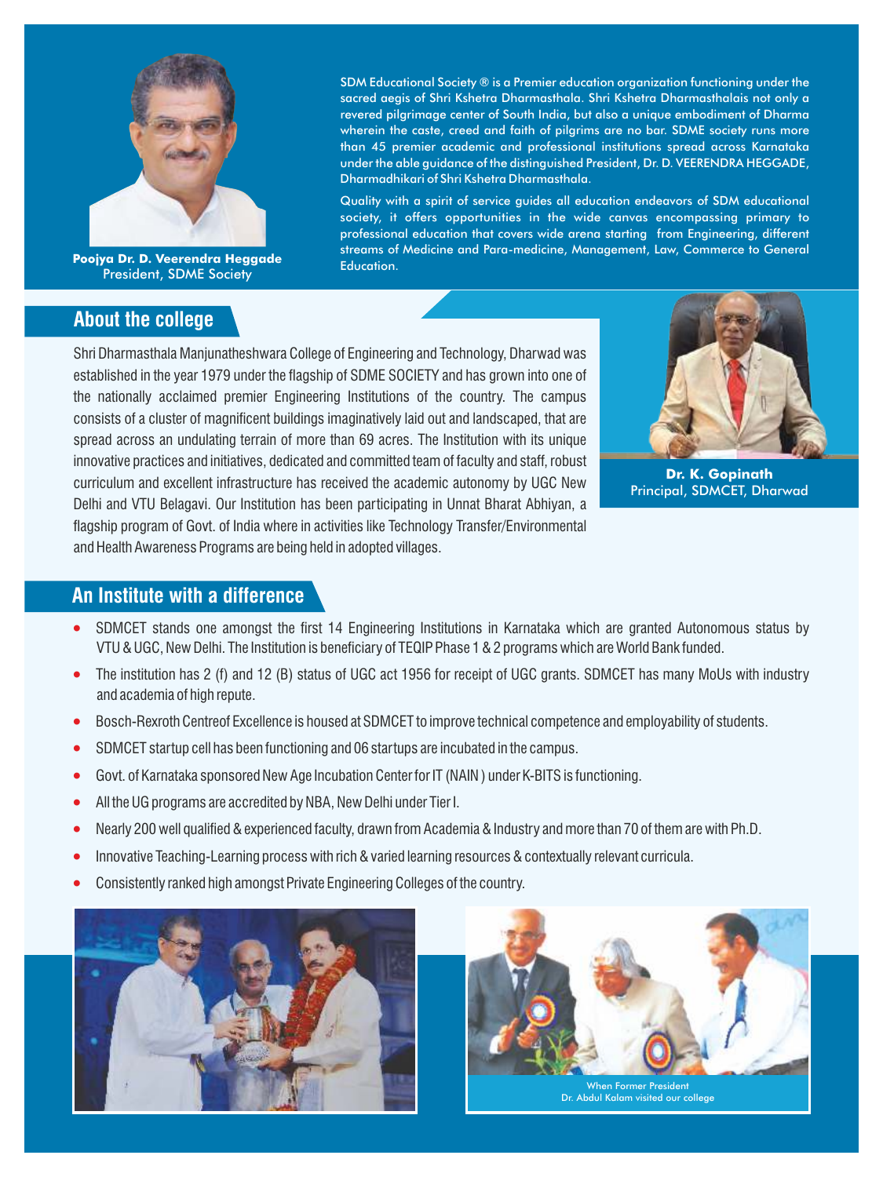**Poojya Dr. D. Veerendra Heggade**
President, SDME Society

SDM Educational Society ® is a Premier education organization functioning under the sacred aegis of Shri Kshetra Dharmasthala. Shri Kshetra Dharmasthalais not only a revered pilgrimage center of South India, but also a unique embodiment of Dharma wherein the caste, creed and faith of pilgrims are no bar. SDME society runs more than 45 premier academic and professional institutions spread across Karnataka under the able guidance of the distinguished President, Dr. D. VEERENDRA HEGGADE, Dharmadhikari of Shri Kshetra Dharmasthala.

Quality with a spirit of service guides all education endeavors of SDM educational society, it offers opportunities in the wide canvas encompassing primary to professional education that covers wide arena starting from Engineering, different streams of Medicine and Para-medicine, Management, Law, Commerce to General Education.

## About the college

Shri Dharmasthala Manjunatheshwara College of Engineering and Technology, Dharwad was established in the year 1979 under the flagship of SDME SOCIETY and has grown into one of the nationally acclaimed premier Engineering Institutions of the country. The campus consists of a cluster of magnificent buildings imaginatively laid out and landscaped, that are spread across an undulating terrain of more than 69 acres. The Institution with its unique innovative practices and initiatives, dedicated and committed team of faculty and staff, robust curriculum and excellent infrastructure has received the academic autonomy by UGC New Delhi and VTU Belagavi. Our Institution has been participating in Unnat Bharat Abhiyan, a flagship program of Govt. of India where in activities like Technology Transfer/Environmental and Health Awareness Programs are being held in adopted villages.

**Dr. K. Gopinath**
Principal, SDMCET, Dharwad

## An Institute with a difference

- SDMCET stands one amongst the first 14 Engineering Institutions in Karnataka which are granted Autonomous status by VTU & UGC, New Delhi. The Institution is beneficiary of TEQIP Phase 1 & 2 programs which are World Bank funded.
- The institution has 2 (f) and 12 (B) status of UGC act 1956 for receipt of UGC grants. SDMCET has many MoUs with industry and academia of high repute.
- Bosch-Rexroth Centreof Excellence is housed at SDMCET to improve technical competence and employability of students.
- SDMCET startup cell has been functioning and 06 startups are incubated in the campus.
- Govt. of Karnataka sponsored New Age Incubation Center for IT (NAIN ) under K-BITS is functioning.
- All the UG programs are accredited by NBA, New Delhi under Tier I.
- Nearly 200 well qualified & experienced faculty, drawn from Academia & Industry and more than 70 of them are with Ph.D.
- Innovative Teaching-Learning process with rich & varied learning resources & contextually relevant curricula.
- Consistently ranked high amongst Private Engineering Colleges of the country.

When Former President
Dr. Abdul Kalam visited our college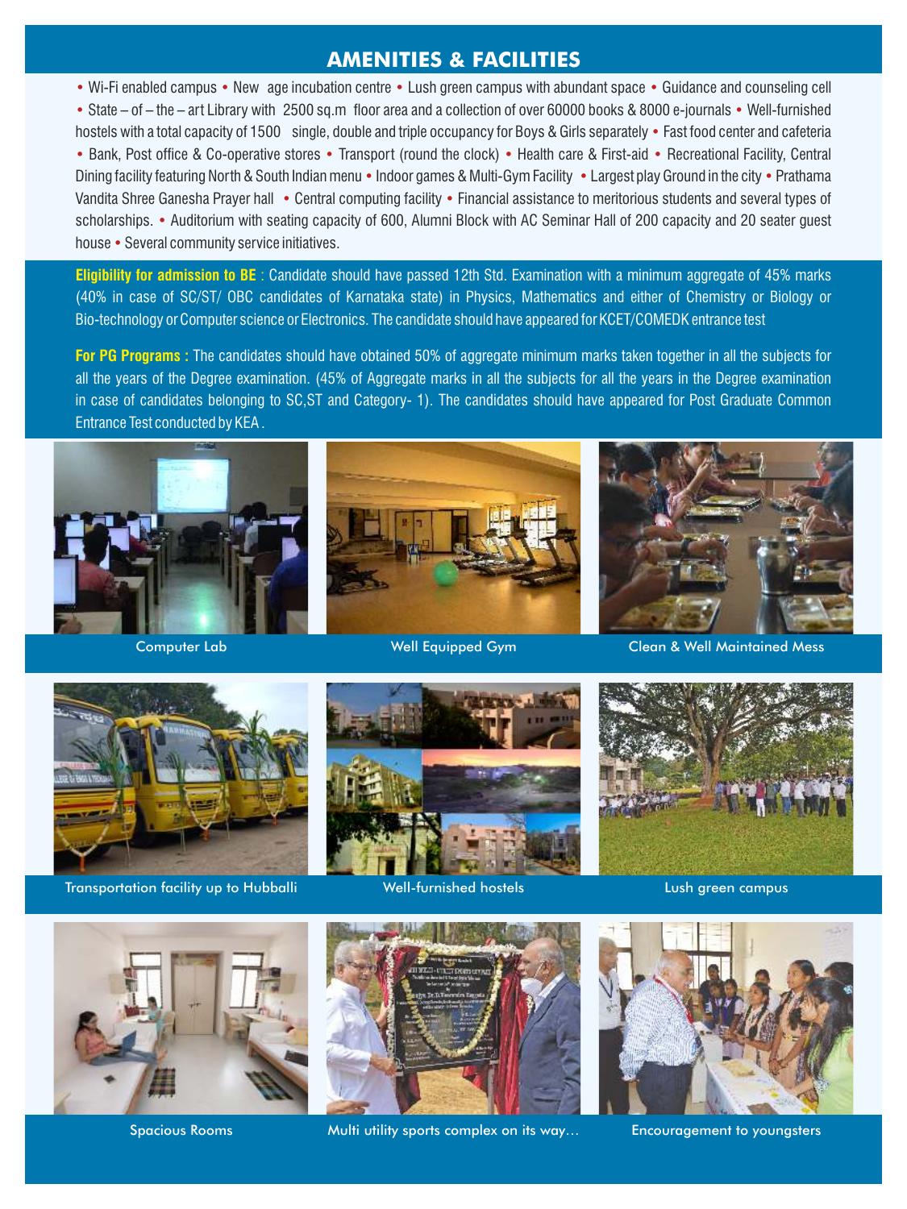## AMENITIES & FACILITIES

• Wi-Fi enabled campus • New age incubation centre • Lush green campus with abundant space • Guidance and counseling cell • State – of – the – art Library with 2500 sq.m floor area and a collection of over 60000 books & 8000 e-journals • Well-furnished hostels with a total capacity of 1500 single, double and triple occupancy for Boys & Girls separately • Fast food center and cafeteria • Bank, Post office & Co-operative stores • Transport (round the clock) • Health care & First-aid • Recreational Facility, Central Dining facility featuring North & South Indian menu • Indoor games & Multi-Gym Facility • Largest play Ground in the city • Prathama Vandita Shree Ganesha Prayer hall • Central computing facility • Financial assistance to meritorious students and several types of scholarships. • Auditorium with seating capacity of 600, Alumni Block with AC Seminar Hall of 200 capacity and 20 seater guest house • Several community service initiatives.

**Eligibility for admission to BE** : Candidate should have passed 12th Std. Examination with a minimum aggregate of 45% marks (40% in case of SC/ST/ OBC candidates of Karnataka state) in Physics, Mathematics and either of Chemistry or Biology or Bio-technology or Computer science or Electronics. The candidate should have appeared for KCET/COMEDK entrance test

**For PG Programs :** The candidates should have obtained 50% of aggregate minimum marks taken together in all the subjects for all the years of the Degree examination. (45% of Aggregate marks in all the subjects for all the years in the Degree examination in case of candidates belonging to SC,ST and Category- 1). The candidates should have appeared for Post Graduate Common Entrance Test conducted by KEA .

Computer Lab

Well Equipped Gym

Clean & Well Maintained Mess

Transportation facility up to Hubballi

Well-furnished hostels

Lush green campus

Spacious Rooms

Multi utility sports complex on its way…

Encouragement to youngsters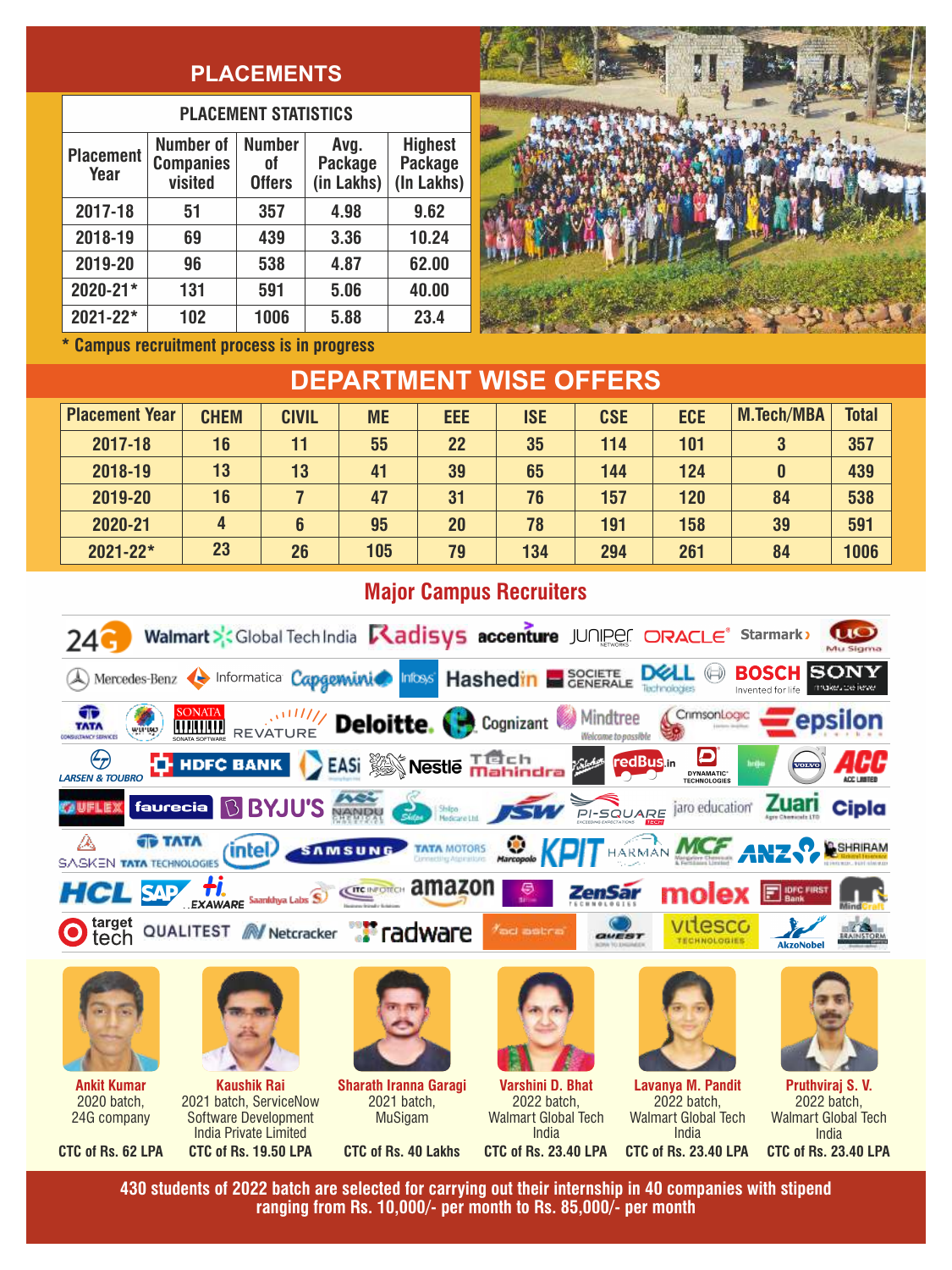# PLACEMENTS

| PLACEMENT STATISTICS | | | | |
|---|---|---|---|---|
| Placement Year | Number of Companies visited | Number of Offers | Avg. Package (in Lakhs) | Highest Package (In Lakhs) |
| 2017-18 | 51 | 357 | 4.98 | 9.62 |
| 2018-19 | 69 | 439 | 3.36 | 10.24 |
| 2019-20 | 96 | 538 | 4.87 | 62.00 |
| 2020-21* | 131 | 591 | 5.06 | 40.00 |
| 2021-22* | 102 | 1006 | 5.88 | 23.4 |

**\* Campus recruitment process is in progress**

# DEPARTMENT WISE OFFERS

| Placement Year | CHEM | CIVIL | ME | EEE | ISE | CSE | ECE | M.Tech/MBA | Total |
|---|---|---|---|---|---|---|---|---|---|
| 2017-18 | 16 | 11 | 55 | 22 | 35 | 114 | 101 | 3 | 357 |
| 2018-19 | 13 | 13 | 41 | 39 | 65 | 144 | 124 | 0 | 439 |
| 2019-20 | 16 | 7 | 47 | 31 | 76 | 157 | 120 | 84 | 538 |
| 2020-21 | 4 | 6 | 95 | 20 | 78 | 191 | 158 | 39 | 591 |
| 2021-22* | 23 | 26 | 105 | 79 | 134 | 294 | 261 | 84 | 1006 |

## Major Campus Recruiters

24G, Walmart Global Tech India, Radisys, accenture, Juniper Networks, ORACLE, Starmark, Mu Sigma, Mercedes-Benz, Informatica, Capgemini, Infosys, Hashedin, Societe Generale, Dell Technologies, BOSCH, SONY, TATA Consultancy Services, Wipro, Sonata Software, Revature, Deloitte, Cognizant, Mindtree, CrimsonLogic, epsilon, Larsen & Toubro, HDFC Bank, EASi, Nestlé, Tech Mahindra, redBus.in, Dynamatic Technologies, Volvo, ACC, UFLEX, faurecia, BYJU'S, Nandu Chemicals, Shilpa Medicare Ltd, JSW, PI-Square, jaro education, Zuari, Cipla, Sasken, TATA Technologies, intel, SAMSUNG, TATA Motors, Marcopolo, KPIT, HARMAN, MCF, ANZ, Shriram, HCL, SAP, Hi Exaware, Saankhya Labs, ITC Infotech, amazon, ZenSar, molex, IDFC First Bank, MindCraft, target tech, QUALITEST, Netcracker, radware, ad astra, QuEST, vitesco Technologies, AkzoNobel, Brainstorm

**Ankit Kumar**
2020 batch, 24G company
**CTC of Rs. 62 LPA**

**Kaushik Rai**
2021 batch, ServiceNow Software Development India Private Limited
**CTC of Rs. 19.50 LPA**

**Sharath Iranna Garagi**
2021 batch, MuSigam
**CTC of Rs. 40 Lakhs**

**Varshini D. Bhat**
2022 batch, Walmart Global Tech India
**CTC of Rs. 23.40 LPA**

**Lavanya M. Pandit**
2022 batch, Walmart Global Tech India
**CTC of Rs. 23.40 LPA**

**Pruthviraj S. V.**
2022 batch, Walmart Global Tech India
**CTC of Rs. 23.40 LPA**

**430 students of 2022 batch are selected for carrying out their internship in 40 companies with stipend ranging from Rs. 10,000/- per month to Rs. 85,000/- per month**